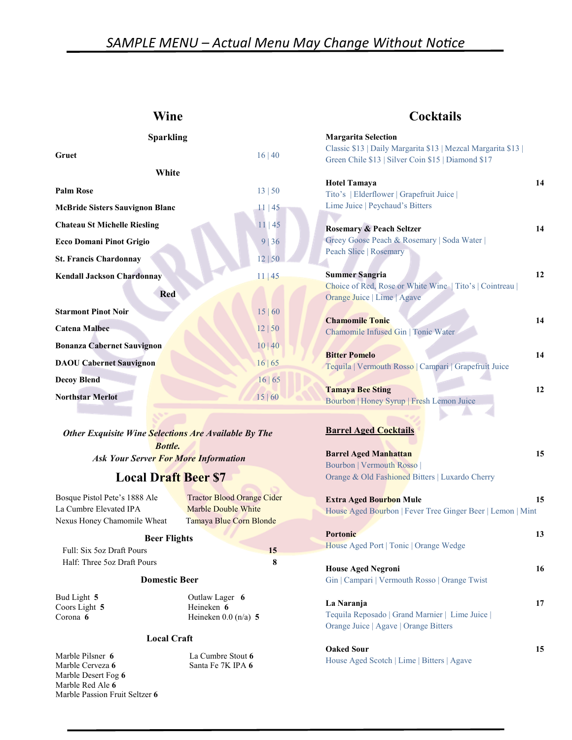SAMPLE MENU – Actual Menu May Change Without Notice

## Wine

### Sparkling

| Wine | Glass \| Bottle |
|---|---|
| **Gruet** | 16 \| 40 |

### White

| Wine | Glass \| Bottle |
|---|---|
| **Palm Rose** | 13 \| 50 |
| **McBride Sisters Sauvignon Blanc** | 11 \| 45 |
| **Chateau St Michelle Riesling** | 11 \| 45 |
| **Ecco Domani Pinot Grigio** | 9 \| 36 |
| **St. Francis Chardonnay** | 12 \| 50 |
| **Kendall Jackson Chardonnay** | 11 \| 45 |

### Red

| Wine | Glass \| Bottle |
|---|---|
| **Starmont Pinot Noir** | 15 \| 60 |
| **Catena Malbec** | 12 \| 50 |
| **Bonanza Cabernet Sauvignon** | 10 \| 40 |
| **DAOU Cabernet Sauvignon** | 16 \| 65 |
| **Decoy Blend** | 16 \| 65 |
| **Northstar Merlot** | 15 \| 60 |

***Other Exquisite Wine Selections Are Available By The Bottle. Ask Your Server For More Information***

## Local Draft Beer $7

- Bosque Pistol Pete's 1888 Ale
- La Cumbre Elevated IPA
- Nexus Honey Chamomile Wheat
- Tractor Blood Orange Cider
- Marble Double White
- Tamaya Blue Corn Blonde

### Beer Flights

| Flight | Price |
|---|---|
| Full: Six 5oz Draft Pours | **15** |
| Half: Three 5oz Draft Pours | **8** |

### Domestic Beer

- Bud Light **5**
- Coors Light **5**
- Corona **6**
- Outlaw Lager **6**
- Heineken **6**
- Heineken 0.0 (n/a) **5**

### Local Craft

- Marble Pilsner **6**
- Marble Cerveza **6**
- Marble Desert Fog **6**
- Marble Red Ale **6**
- Marble Passion Fruit Seltzer **6**
- La Cumbre Stout **6**
- Santa Fe 7K IPA **6**

## Cocktails

**Margarita Selection**
Classic $13 | Daily Margarita $13 | Mezcal Margarita $13 | Green Chile $13 | Silver Coin $15 | Diamond $17

**Hotel Tamaya** — **14**
Tito's | Elderflower | Grapefruit Juice | Lime Juice | Peychaud's Bitters

**Rosemary & Peach Seltzer** — **14**
Greey Goose Peach & Rosemary | Soda Water | Peach Slice | Rosemary

**Summer Sangria** — **12**
Choice of Red, Rose or White Wine | Tito's | Cointreau | Orange Juice | Lime | Agave

**Chamomile Tonic** — **14**
Chamomile Infused Gin | Tonic Water

**Bitter Pomelo** — **14**
Tequila | Vermouth Rosso | Campari | Grapefruit Juice

**Tamaya Bee Sting** — **12**
Bourbon | Honey Syrup | Fresh Lemon Juice

### Barrel Aged Cocktails

**Barrel Aged Manhattan** — **15**
Bourbon | Vermouth Rosso | Orange & Old Fashioned Bitters | Luxardo Cherry

**Extra Aged Bourbon Mule** — **15**
House Aged Bourbon | Fever Tree Ginger Beer | Lemon | Mint

**Portonic** — **13**
House Aged Port | Tonic | Orange Wedge

**House Aged Negroni** — **16**
Gin | Campari | Vermouth Rosso | Orange Twist

**La Naranja** — **17**
Tequila Reposado | Grand Marnier | Lime Juice | Orange Juice | Agave | Orange Bitters

**Oaked Sour** — **15**
House Aged Scotch | Lime | Bitters | Agave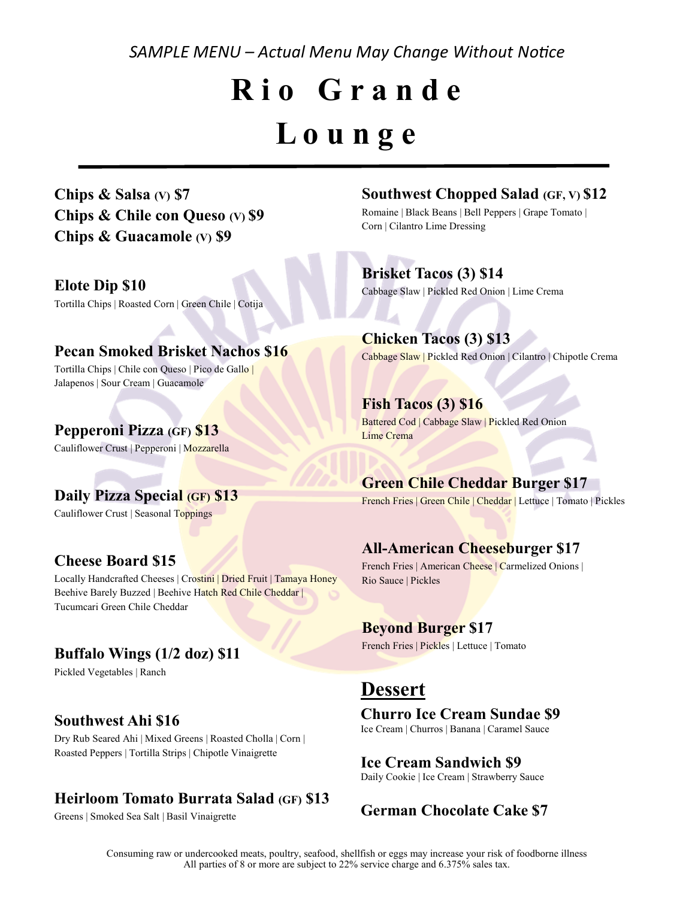*SAMPLE MENU – Actual Menu May Change Without Notice*

# Rio Grande Lounge

**Chips & Salsa (V) $7**
**Chips & Chile con Queso (V) $9**
**Chips & Guacamole (V) $9**

### Elote Dip $10
Tortilla Chips | Roasted Corn | Green Chile | Cotija

### Pecan Smoked Brisket Nachos $16
Tortilla Chips | Chile con Queso | Pico de Gallo | Jalapenos | Sour Cream | Guacamole

### Pepperoni Pizza (GF) $13
Cauliflower Crust | Pepperoni | Mozzarella

### Daily Pizza Special (GF) $13
Cauliflower Crust | Seasonal Toppings

### Cheese Board $15
Locally Handcrafted Cheeses | Crostini | Dried Fruit | Tamaya Honey
Beehive Barely Buzzed | Beehive Hatch Red Chile Cheddar | Tucumcari Green Chile Cheddar

### Buffalo Wings (1/2 doz) $11
Pickled Vegetables | Ranch

### Southwest Ahi $16
Dry Rub Seared Ahi | Mixed Greens | Roasted Cholla | Corn | Roasted Peppers | Tortilla Strips | Chipotle Vinaigrette

### Heirloom Tomato Burrata Salad (GF) $13
Greens | Smoked Sea Salt | Basil Vinaigrette

### Southwest Chopped Salad (GF, V) $12
Romaine | Black Beans | Bell Peppers | Grape Tomato | Corn | Cilantro Lime Dressing

### Brisket Tacos (3) $14
Cabbage Slaw | Pickled Red Onion | Lime Crema

### Chicken Tacos (3) $13
Cabbage Slaw | Pickled Red Onion | Cilantro | Chipotle Crema

### Fish Tacos (3) $16
Battered Cod | Cabbage Slaw | Pickled Red Onion
Lime Crema

### Green Chile Cheddar Burger $17
French Fries | Green Chile | Cheddar | Lettuce | Tomato | Pickles

### All-American Cheeseburger $17
French Fries | American Cheese | Carmelized Onions | Rio Sauce | Pickles

### Beyond Burger $17
French Fries | Pickles | Lettuce | Tomato

## Dessert

### Churro Ice Cream Sundae $9
Ice Cream | Churros | Banana | Caramel Sauce

### Ice Cream Sandwich $9
Daily Cookie | Ice Cream | Strawberry Sauce

### German Chocolate Cake $7

Consuming raw or undercooked meats, poultry, seafood, shellfish or eggs may increase your risk of foodborne illness
All parties of 8 or more are subject to 22% service charge and 6.375% sales tax.